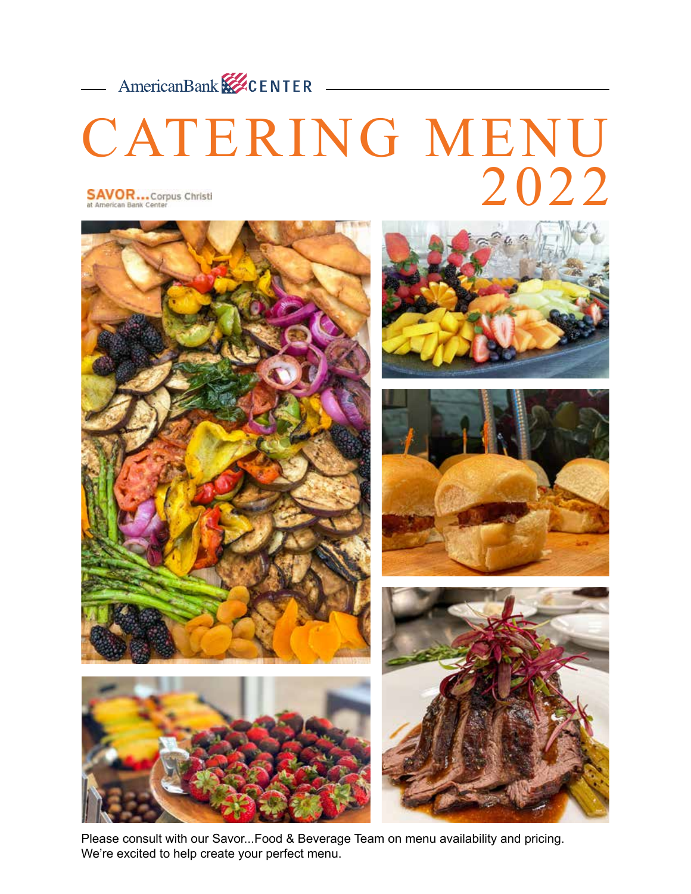AmericanBank CENTER

# CATERING MENU 2022

SAVOR...Corpus Christi
at American Bank Center

Please consult with our Savor...Food & Beverage Team on menu availability and pricing.
We're excited to help create your perfect menu.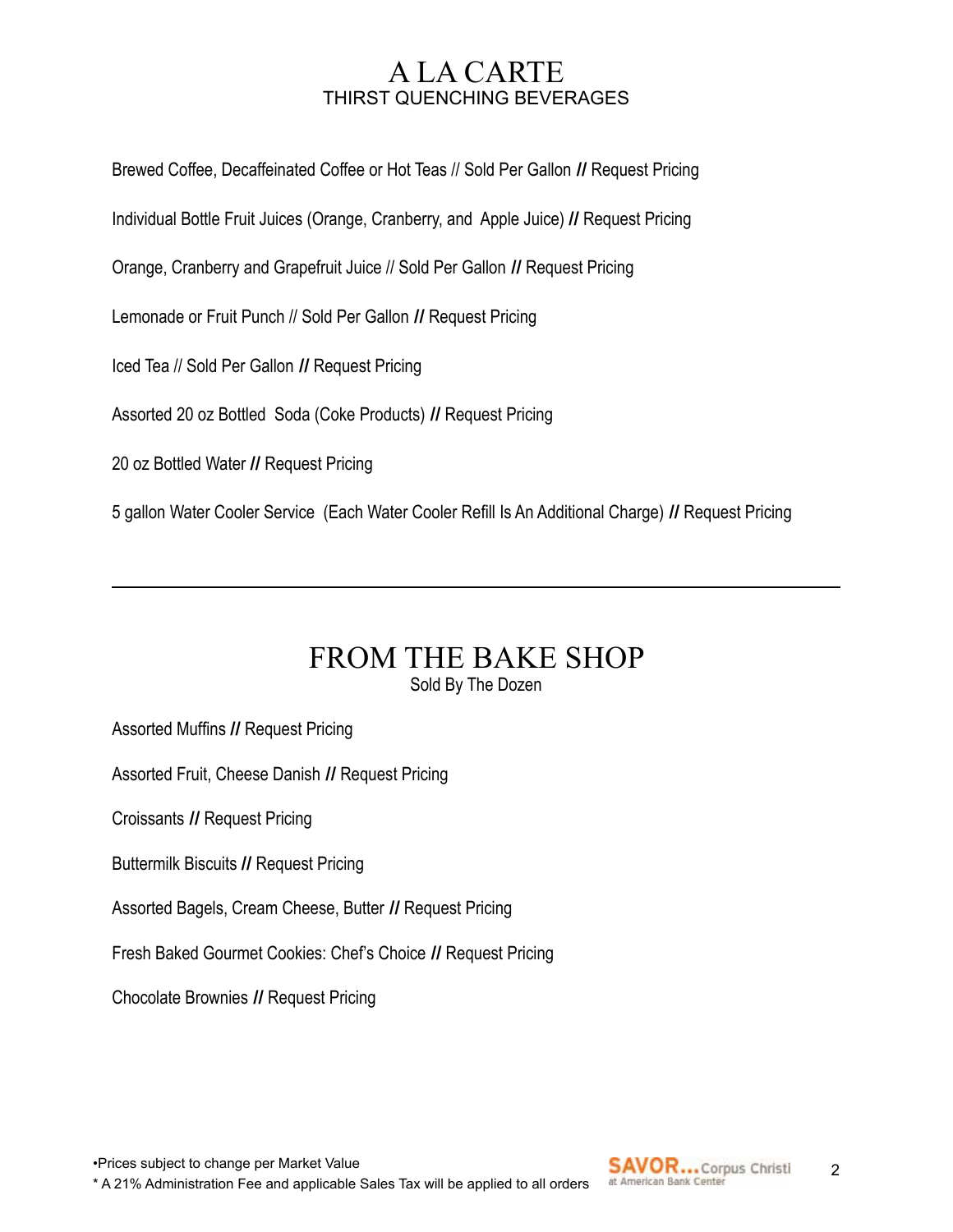# A LA CARTE

## THIRST QUENCHING BEVERAGES

Brewed Coffee, Decaffeinated Coffee or Hot Teas // Sold Per Gallon **//** Request Pricing

Individual Bottle Fruit Juices (Orange, Cranberry, and Apple Juice) **//** Request Pricing

Orange, Cranberry and Grapefruit Juice // Sold Per Gallon **//** Request Pricing

Lemonade or Fruit Punch // Sold Per Gallon **//** Request Pricing

Iced Tea // Sold Per Gallon **//** Request Pricing

Assorted 20 oz Bottled Soda (Coke Products) **//** Request Pricing

20 oz Bottled Water **//** Request Pricing

5 gallon Water Cooler Service (Each Water Cooler Refill Is An Additional Charge) **//** Request Pricing

---

# FROM THE BAKE SHOP

Sold By The Dozen

Assorted Muffins **//** Request Pricing

Assorted Fruit, Cheese Danish **//** Request Pricing

Croissants **//** Request Pricing

Buttermilk Biscuits **//** Request Pricing

Assorted Bagels, Cream Cheese, Butter **//** Request Pricing

Fresh Baked Gourmet Cookies: Chef's Choice **//** Request Pricing

Chocolate Brownies **//** Request Pricing

•Prices subject to change per Market Value

* A 21% Administration Fee and applicable Sales Tax will be applied to all orders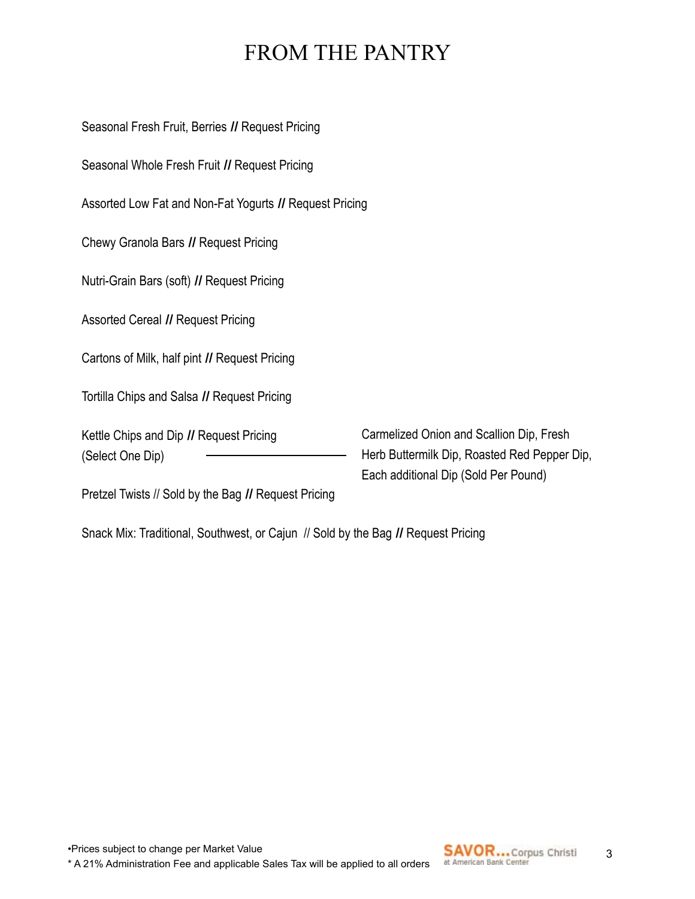# FROM THE PANTRY

Seasonal Fresh Fruit, Berries **//** Request Pricing

Seasonal Whole Fresh Fruit **//** Request Pricing

Assorted Low Fat and Non-Fat Yogurts **//** Request Pricing

Chewy Granola Bars **//** Request Pricing

Nutri-Grain Bars (soft) **//** Request Pricing

Assorted Cereal **//** Request Pricing

Cartons of Milk, half pint **//** Request Pricing

Tortilla Chips and Salsa **//** Request Pricing

Kettle Chips and Dip **//** Request Pricing
(Select One Dip) — Carmelized Onion and Scallion Dip, Fresh Herb Buttermilk Dip, Roasted Red Pepper Dip, Each additional Dip (Sold Per Pound)

Pretzel Twists // Sold by the Bag **//** Request Pricing

Snack Mix: Traditional, Southwest, or Cajun // Sold by the Bag **//** Request Pricing

•Prices subject to change per Market Value
* A 21% Administration Fee and applicable Sales Tax will be applied to all orders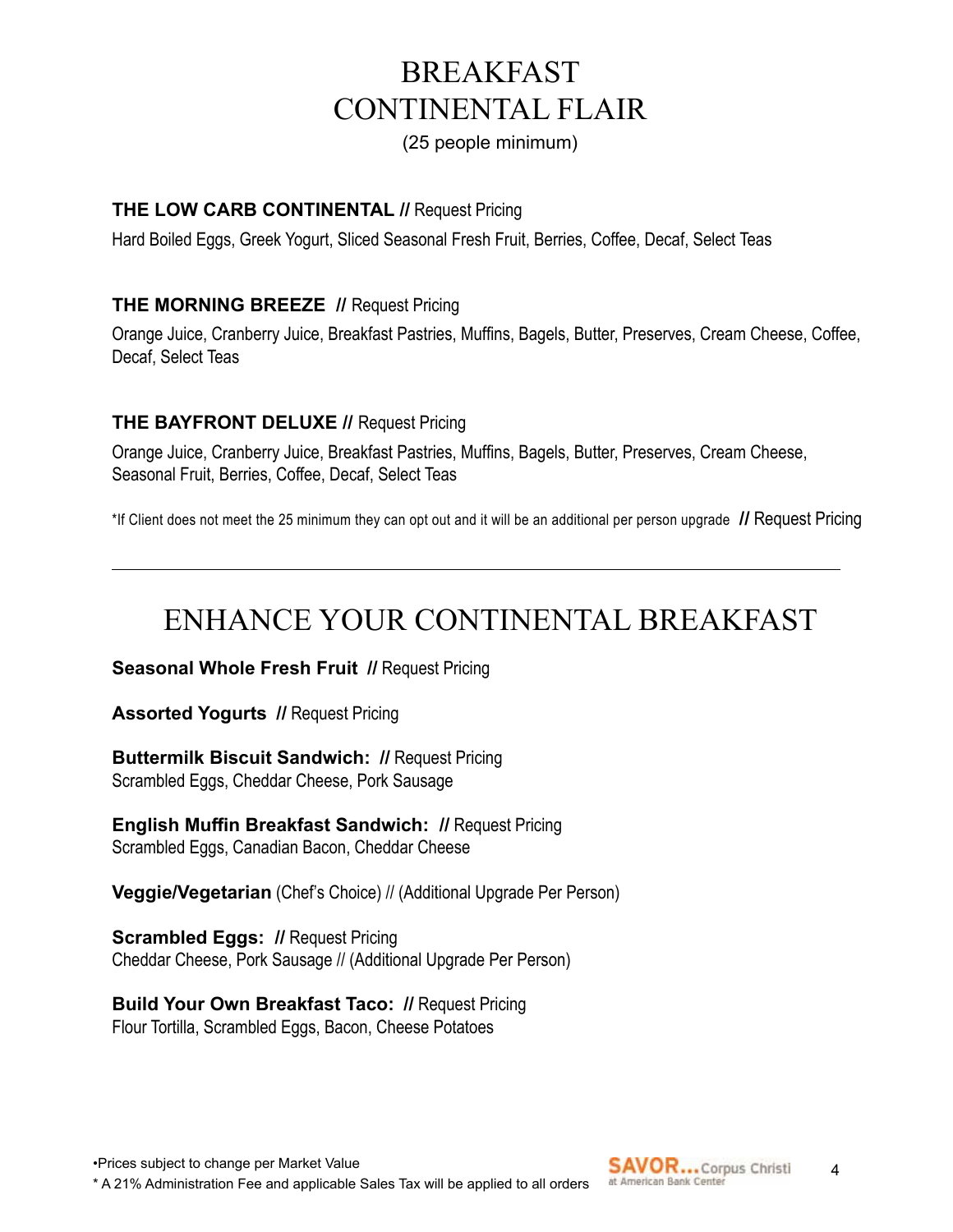# BREAKFAST
# CONTINENTAL FLAIR

(25 people minimum)

**THE LOW CARB CONTINENTAL //** Request Pricing

Hard Boiled Eggs, Greek Yogurt, Sliced Seasonal Fresh Fruit, Berries, Coffee, Decaf, Select Teas

**THE MORNING BREEZE //** Request Pricing

Orange Juice, Cranberry Juice, Breakfast Pastries, Muffins, Bagels, Butter, Preserves, Cream Cheese, Coffee, Decaf, Select Teas

**THE BAYFRONT DELUXE //** Request Pricing

Orange Juice, Cranberry Juice, Breakfast Pastries, Muffins, Bagels, Butter, Preserves, Cream Cheese, Seasonal Fruit, Berries, Coffee, Decaf, Select Teas

*If Client does not meet the 25 minimum they can opt out and it will be an additional per person upgrade **//** Request Pricing

---

# ENHANCE YOUR CONTINENTAL BREAKFAST

**Seasonal Whole Fresh Fruit //** Request Pricing

**Assorted Yogurts //** Request Pricing

**Buttermilk Biscuit Sandwich: //** Request Pricing
Scrambled Eggs, Cheddar Cheese, Pork Sausage

**English Muffin Breakfast Sandwich: //** Request Pricing
Scrambled Eggs, Canadian Bacon, Cheddar Cheese

**Veggie/Vegetarian** (Chef's Choice) // (Additional Upgrade Per Person)

**Scrambled Eggs: //** Request Pricing
Cheddar Cheese, Pork Sausage // (Additional Upgrade Per Person)

**Build Your Own Breakfast Taco: //** Request Pricing
Flour Tortilla, Scrambled Eggs, Bacon, Cheese Potatoes

•Prices subject to change per Market Value

* A 21% Administration Fee and applicable Sales Tax will be applied to all orders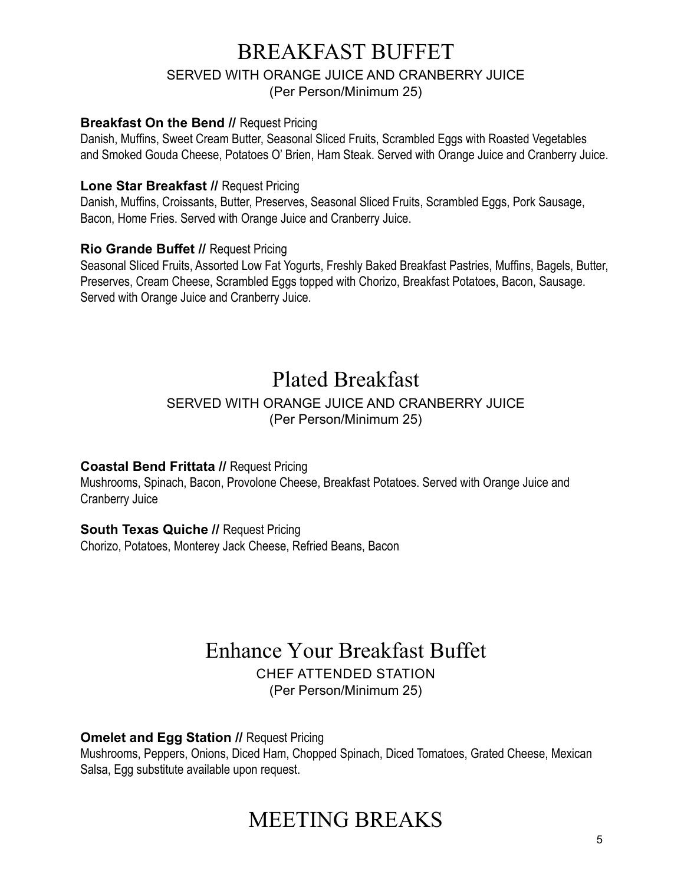# BREAKFAST BUFFET

SERVED WITH ORANGE JUICE AND CRANBERRY JUICE
(Per Person/Minimum 25)

**Breakfast On the Bend //** Request Pricing
Danish, Muffins, Sweet Cream Butter, Seasonal Sliced Fruits, Scrambled Eggs with Roasted Vegetables and Smoked Gouda Cheese, Potatoes O' Brien, Ham Steak. Served with Orange Juice and Cranberry Juice.

**Lone Star Breakfast //** Request Pricing
Danish, Muffins, Croissants, Butter, Preserves, Seasonal Sliced Fruits, Scrambled Eggs, Pork Sausage, Bacon, Home Fries. Served with Orange Juice and Cranberry Juice.

**Rio Grande Buffet //** Request Pricing
Seasonal Sliced Fruits, Assorted Low Fat Yogurts, Freshly Baked Breakfast Pastries, Muffins, Bagels, Butter, Preserves, Cream Cheese, Scrambled Eggs topped with Chorizo, Breakfast Potatoes, Bacon, Sausage. Served with Orange Juice and Cranberry Juice.

# Plated Breakfast

SERVED WITH ORANGE JUICE AND CRANBERRY JUICE
(Per Person/Minimum 25)

**Coastal Bend Frittata //** Request Pricing
Mushrooms, Spinach, Bacon, Provolone Cheese, Breakfast Potatoes. Served with Orange Juice and Cranberry Juice

**South Texas Quiche //** Request Pricing
Chorizo, Potatoes, Monterey Jack Cheese, Refried Beans, Bacon

# Enhance Your Breakfast Buffet

CHEF ATTENDED STATION
(Per Person/Minimum 25)

**Omelet and Egg Station //** Request Pricing
Mushrooms, Peppers, Onions, Diced Ham, Chopped Spinach, Diced Tomatoes, Grated Cheese, Mexican Salsa, Egg substitute available upon request.

# MEETING BREAKS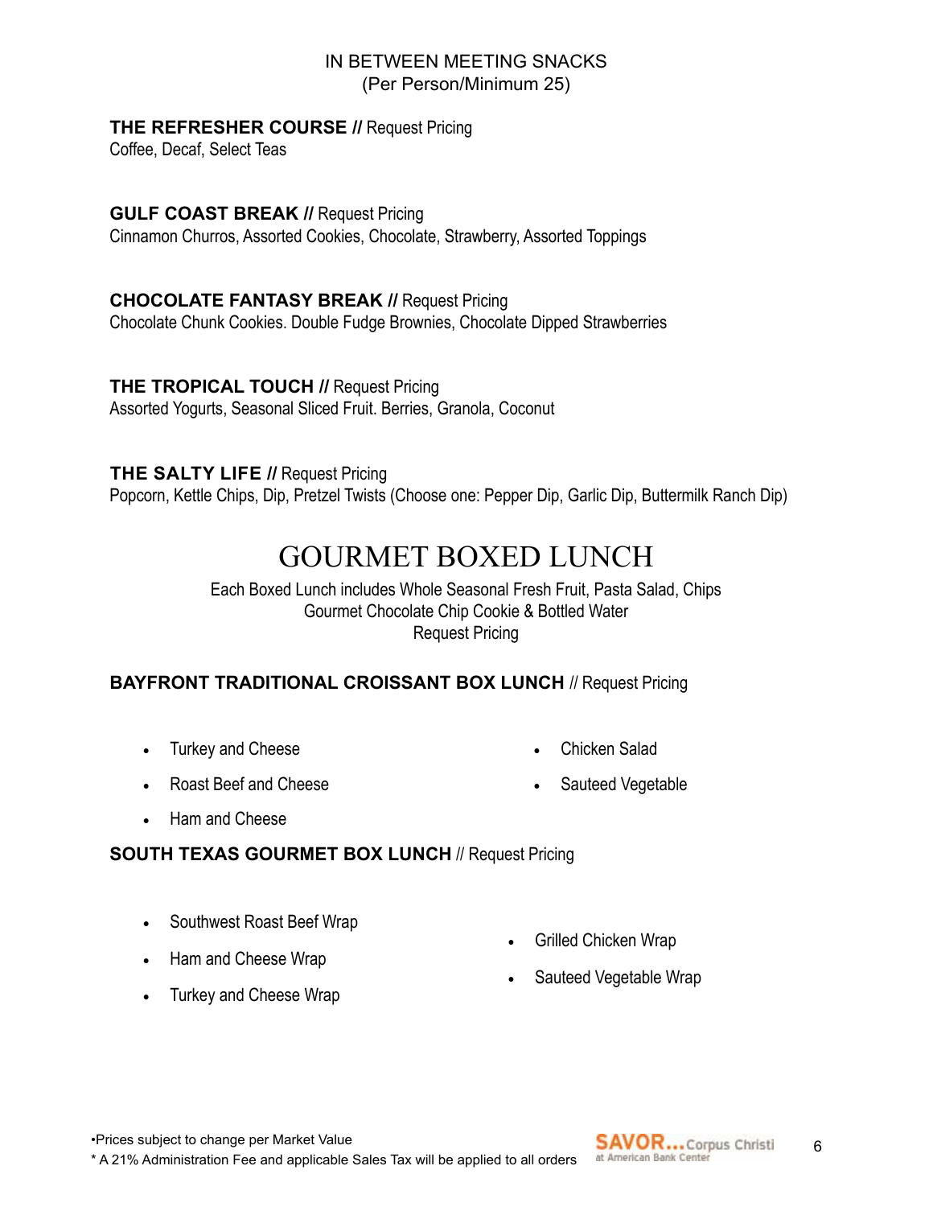## IN BETWEEN MEETING SNACKS
(Per Person/Minimum 25)

**THE REFRESHER COURSE //** Request Pricing
Coffee, Decaf, Select Teas

**GULF COAST BREAK //** Request Pricing
Cinnamon Churros, Assorted Cookies, Chocolate, Strawberry, Assorted Toppings

**CHOCOLATE FANTASY BREAK //** Request Pricing
Chocolate Chunk Cookies. Double Fudge Brownies, Chocolate Dipped Strawberries

**THE TROPICAL TOUCH //** Request Pricing
Assorted Yogurts, Seasonal Sliced Fruit. Berries, Granola, Coconut

**THE SALTY LIFE //** Request Pricing
Popcorn, Kettle Chips, Dip, Pretzel Twists (Choose one: Pepper Dip, Garlic Dip, Buttermilk Ranch Dip)

# GOURMET BOXED LUNCH

Each Boxed Lunch includes Whole Seasonal Fresh Fruit, Pasta Salad, Chips
Gourmet Chocolate Chip Cookie & Bottled Water
Request Pricing

**BAYFRONT TRADITIONAL CROISSANT BOX LUNCH** // Request Pricing

- Turkey and Cheese
- Roast Beef and Cheese
- Ham and Cheese
- Chicken Salad
- Sauteed Vegetable

**SOUTH TEXAS GOURMET BOX LUNCH** // Request Pricing

- Southwest Roast Beef Wrap
- Ham and Cheese Wrap
- Turkey and Cheese Wrap
- Grilled Chicken Wrap
- Sauteed Vegetable Wrap

•Prices subject to change per Market Value
* A 21% Administration Fee and applicable Sales Tax will be applied to all orders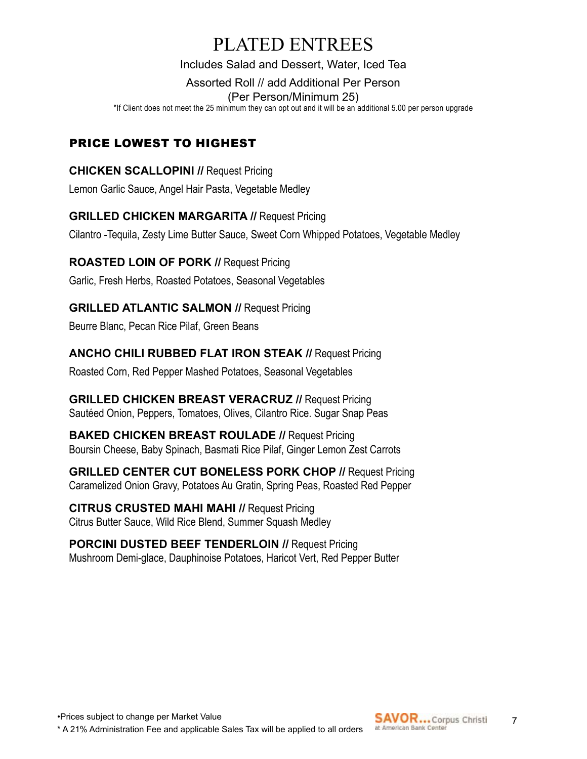# PLATED ENTREES

Includes Salad and Dessert, Water, Iced Tea

Assorted Roll // add Additional Per Person

(Per Person/Minimum 25)

*If Client does not meet the 25 minimum they can opt out and it will be an additional 5.00 per person upgrade

## PRICE LOWEST TO HIGHEST

**CHICKEN SCALLOPINI //** Request Pricing

Lemon Garlic Sauce, Angel Hair Pasta, Vegetable Medley

**GRILLED CHICKEN MARGARITA //** Request Pricing

Cilantro -Tequila, Zesty Lime Butter Sauce, Sweet Corn Whipped Potatoes, Vegetable Medley

**ROASTED LOIN OF PORK //** Request Pricing

Garlic, Fresh Herbs, Roasted Potatoes, Seasonal Vegetables

**GRILLED ATLANTIC SALMON //** Request Pricing

Beurre Blanc, Pecan Rice Pilaf, Green Beans

**ANCHO CHILI RUBBED FLAT IRON STEAK //** Request Pricing

Roasted Corn, Red Pepper Mashed Potatoes, Seasonal Vegetables

**GRILLED CHICKEN BREAST VERACRUZ //** Request Pricing

Sautéed Onion, Peppers, Tomatoes, Olives, Cilantro Rice. Sugar Snap Peas

**BAKED CHICKEN BREAST ROULADE //** Request Pricing

Boursin Cheese, Baby Spinach, Basmati Rice Pilaf, Ginger Lemon Zest Carrots

**GRILLED CENTER CUT BONELESS PORK CHOP //** Request Pricing

Caramelized Onion Gravy, Potatoes Au Gratin, Spring Peas, Roasted Red Pepper

**CITRUS CRUSTED MAHI MAHI //** Request Pricing

Citrus Butter Sauce, Wild Rice Blend, Summer Squash Medley

**PORCINI DUSTED BEEF TENDERLOIN //** Request Pricing

Mushroom Demi-glace, Dauphinoise Potatoes, Haricot Vert, Red Pepper Butter

•Prices subject to change per Market Value

* A 21% Administration Fee and applicable Sales Tax will be applied to all orders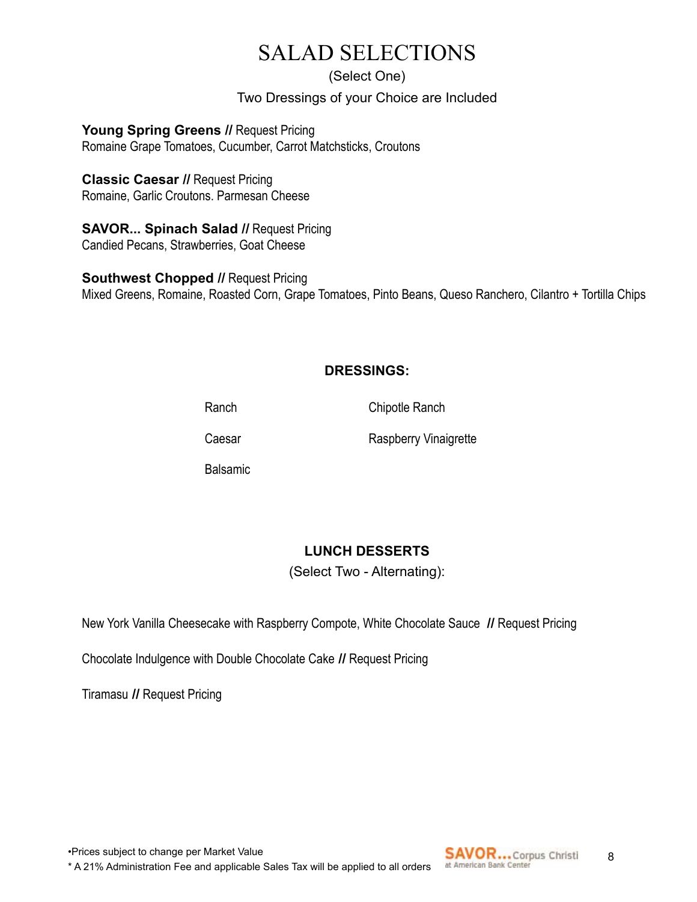# SALAD SELECTIONS

(Select One)

Two Dressings of your Choice are Included

**Young Spring Greens //** Request Pricing
Romaine Grape Tomatoes, Cucumber, Carrot Matchsticks, Croutons

**Classic Caesar //** Request Pricing
Romaine, Garlic Croutons. Parmesan Cheese

**SAVOR... Spinach Salad //** Request Pricing
Candied Pecans, Strawberries, Goat Cheese

**Southwest Chopped //** Request Pricing
Mixed Greens, Romaine, Roasted Corn, Grape Tomatoes, Pinto Beans, Queso Ranchero, Cilantro + Tortilla Chips

## DRESSINGS:

- Ranch
- Chipotle Ranch
- Caesar
- Raspberry Vinaigrette
- Balsamic

## LUNCH DESSERTS

(Select Two - Alternating):

New York Vanilla Cheesecake with Raspberry Compote, White Chocolate Sauce **//** Request Pricing

Chocolate Indulgence with Double Chocolate Cake **//** Request Pricing

Tiramasu **//** Request Pricing

•Prices subject to change per Market Value

* A 21% Administration Fee and applicable Sales Tax will be applied to all orders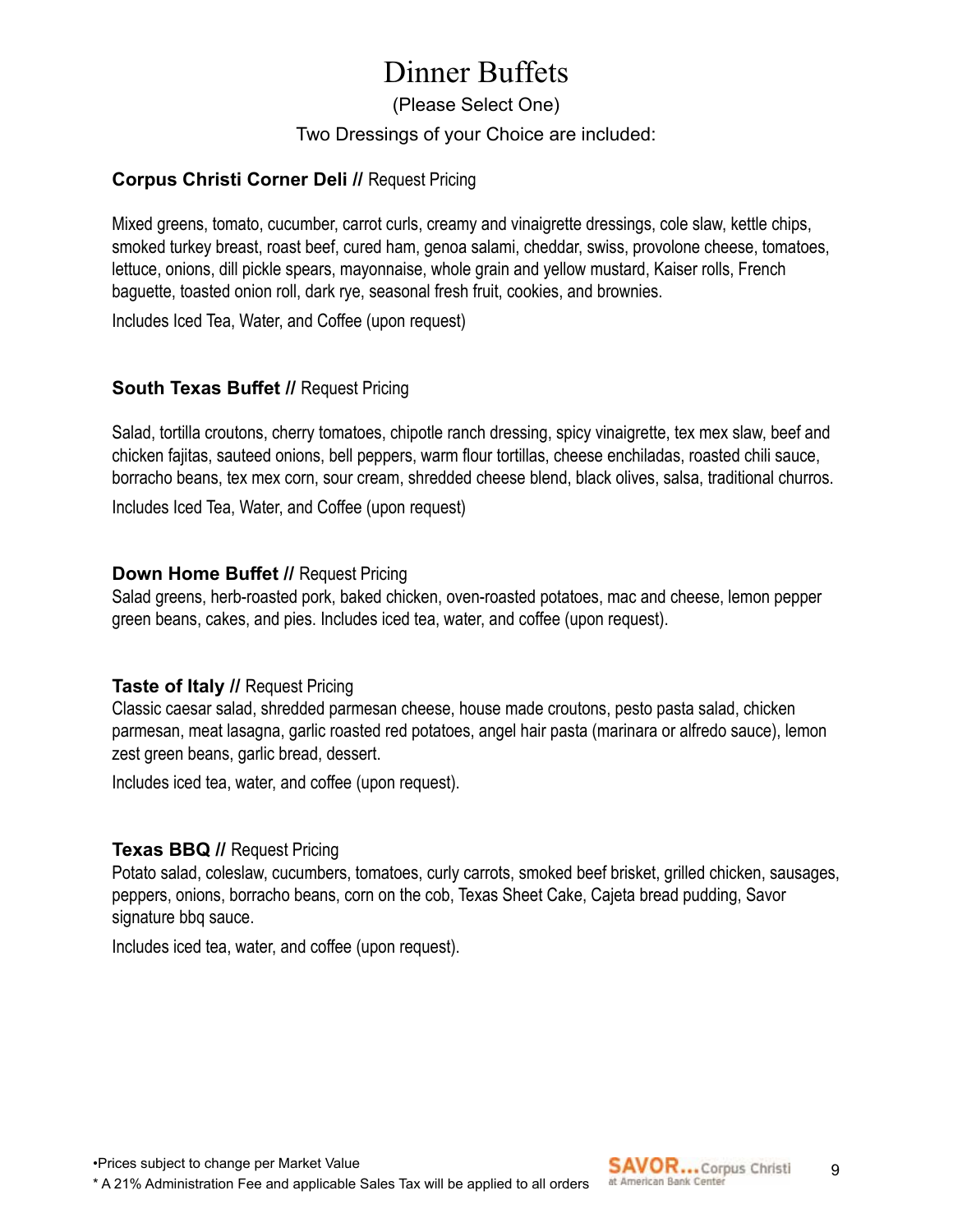# Dinner Buffets

(Please Select One)

Two Dressings of your Choice are included:

**Corpus Christi Corner Deli //** Request Pricing

Mixed greens, tomato, cucumber, carrot curls, creamy and vinaigrette dressings, cole slaw, kettle chips, smoked turkey breast, roast beef, cured ham, genoa salami, cheddar, swiss, provolone cheese, tomatoes, lettuce, onions, dill pickle spears, mayonnaise, whole grain and yellow mustard, Kaiser rolls, French baguette, toasted onion roll, dark rye, seasonal fresh fruit, cookies, and brownies.

Includes Iced Tea, Water, and Coffee (upon request)

**South Texas Buffet //** Request Pricing

Salad, tortilla croutons, cherry tomatoes, chipotle ranch dressing, spicy vinaigrette, tex mex slaw, beef and chicken fajitas, sauteed onions, bell peppers, warm flour tortillas, cheese enchiladas, roasted chili sauce, borracho beans, tex mex corn, sour cream, shredded cheese blend, black olives, salsa, traditional churros.

Includes Iced Tea, Water, and Coffee (upon request)

**Down Home Buffet //** Request Pricing

Salad greens, herb-roasted pork, baked chicken, oven-roasted potatoes, mac and cheese, lemon pepper green beans, cakes, and pies. Includes iced tea, water, and coffee (upon request).

**Taste of Italy //** Request Pricing

Classic caesar salad, shredded parmesan cheese, house made croutons, pesto pasta salad, chicken parmesan, meat lasagna, garlic roasted red potatoes, angel hair pasta (marinara or alfredo sauce), lemon zest green beans, garlic bread, dessert.

Includes iced tea, water, and coffee (upon request).

**Texas BBQ //** Request Pricing

Potato salad, coleslaw, cucumbers, tomatoes, curly carrots, smoked beef brisket, grilled chicken, sausages, peppers, onions, borracho beans, corn on the cob, Texas Sheet Cake, Cajeta bread pudding, Savor signature bbq sauce.

Includes iced tea, water, and coffee (upon request).

•Prices subject to change per Market Value

* A 21% Administration Fee and applicable Sales Tax will be applied to all orders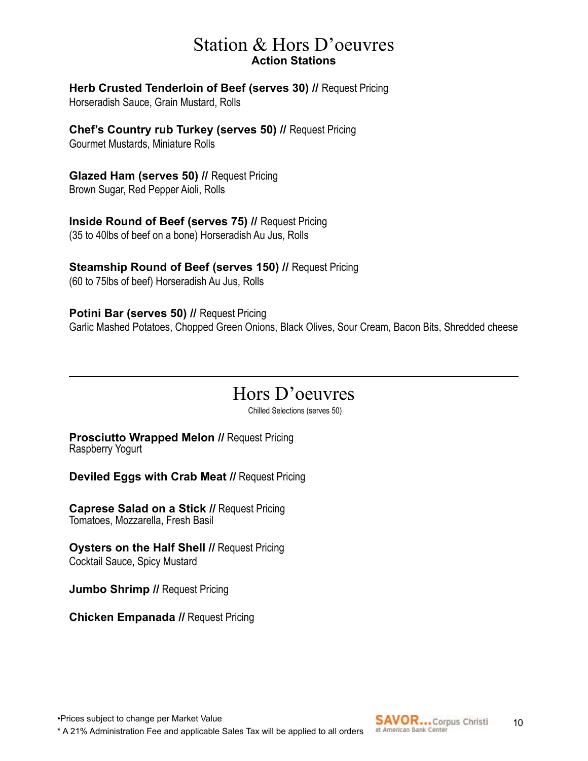# Station & Hors D'oeuvres

## Action Stations

**Herb Crusted Tenderloin of Beef (serves 30) //** Request Pricing
Horseradish Sauce, Grain Mustard, Rolls

**Chef's Country rub Turkey (serves 50) //** Request Pricing
Gourmet Mustards, Miniature Rolls

**Glazed Ham (serves 50) //** Request Pricing
Brown Sugar, Red Pepper Aioli, Rolls

**Inside Round of Beef (serves 75) //** Request Pricing
(35 to 40lbs of beef on a bone) Horseradish Au Jus, Rolls

**Steamship Round of Beef (serves 150) //** Request Pricing
(60 to 75lbs of beef) Horseradish Au Jus, Rolls

**Potini Bar (serves 50) //** Request Pricing
Garlic Mashed Potatoes, Chopped Green Onions, Black Olives, Sour Cream, Bacon Bits, Shredded cheese

---

# Hors D'oeuvres

Chilled Selections (serves 50)

**Prosciutto Wrapped Melon //** Request Pricing
Raspberry Yogurt

**Deviled Eggs with Crab Meat //** Request Pricing

**Caprese Salad on a Stick //** Request Pricing
Tomatoes, Mozzarella, Fresh Basil

**Oysters on the Half Shell //** Request Pricing
Cocktail Sauce, Spicy Mustard

**Jumbo Shrimp //** Request Pricing

**Chicken Empanada //** Request Pricing

•Prices subject to change per Market Value

* A 21% Administration Fee and applicable Sales Tax will be applied to all orders

SAVOR...Corpus Christi at American Bank Center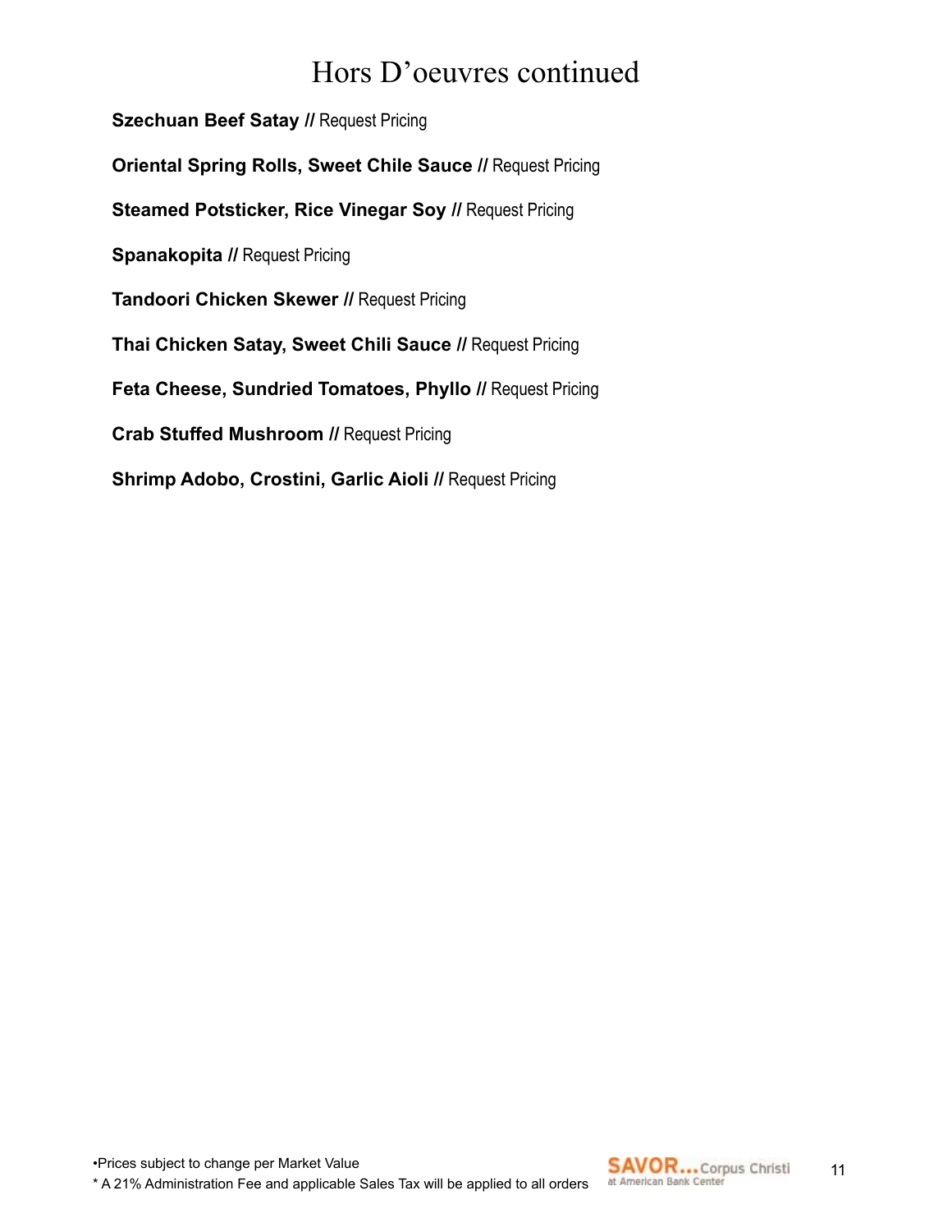# Hors D'oeuvres continued

**Szechuan Beef Satay //** Request Pricing

**Oriental Spring Rolls, Sweet Chile Sauce //** Request Pricing

**Steamed Potsticker, Rice Vinegar Soy //** Request Pricing

**Spanakopita //** Request Pricing

**Tandoori Chicken Skewer //** Request Pricing

**Thai Chicken Satay, Sweet Chili Sauce //** Request Pricing

**Feta Cheese, Sundried Tomatoes, Phyllo //** Request Pricing

**Crab Stuffed Mushroom //** Request Pricing

**Shrimp Adobo, Crostini, Garlic Aioli //** Request Pricing

•Prices subject to change per Market Value

* A 21% Administration Fee and applicable Sales Tax will be applied to all orders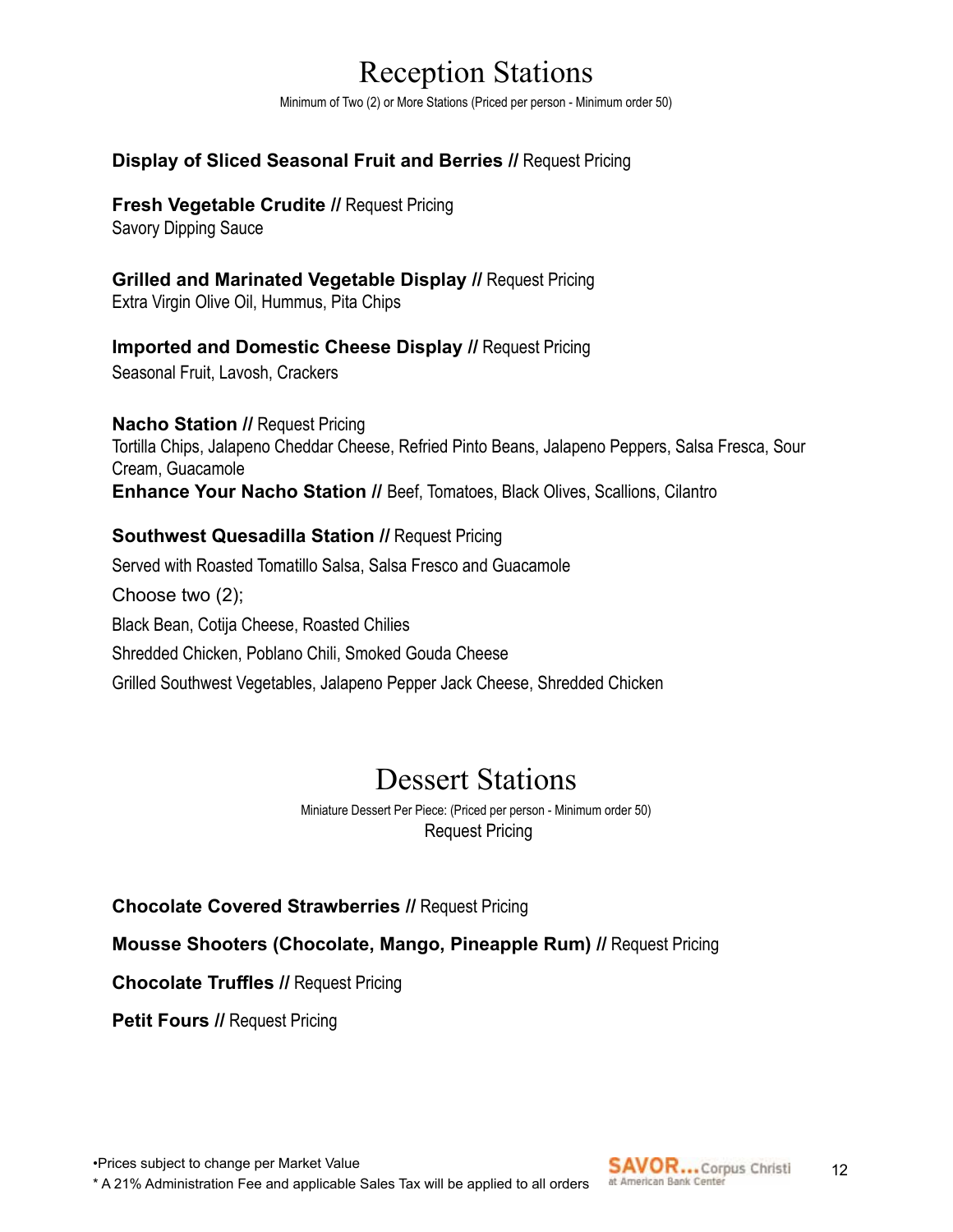# Reception Stations

Minimum of Two (2) or More Stations (Priced per person - Minimum order 50)

**Display of Sliced Seasonal Fruit and Berries //** Request Pricing

**Fresh Vegetable Crudite //** Request Pricing
Savory Dipping Sauce

**Grilled and Marinated Vegetable Display //** Request Pricing
Extra Virgin Olive Oil, Hummus, Pita Chips

**Imported and Domestic Cheese Display //** Request Pricing
Seasonal Fruit, Lavosh, Crackers

**Nacho Station //** Request Pricing
Tortilla Chips, Jalapeno Cheddar Cheese, Refried Pinto Beans, Jalapeno Peppers, Salsa Fresca, Sour Cream, Guacamole
**Enhance Your Nacho Station //** Beef, Tomatoes, Black Olives, Scallions, Cilantro

**Southwest Quesadilla Station //** Request Pricing
Served with Roasted Tomatillo Salsa, Salsa Fresco and Guacamole

Choose two (2);

Black Bean, Cotija Cheese, Roasted Chilies

Shredded Chicken, Poblano Chili, Smoked Gouda Cheese

Grilled Southwest Vegetables, Jalapeno Pepper Jack Cheese, Shredded Chicken

# Dessert Stations

Miniature Dessert Per Piece: (Priced per person - Minimum order 50)
Request Pricing

**Chocolate Covered Strawberries //** Request Pricing

**Mousse Shooters (Chocolate, Mango, Pineapple Rum) //** Request Pricing

**Chocolate Truffles //** Request Pricing

**Petit Fours //** Request Pricing

•Prices subject to change per Market Value
* A 21% Administration Fee and applicable Sales Tax will be applied to all orders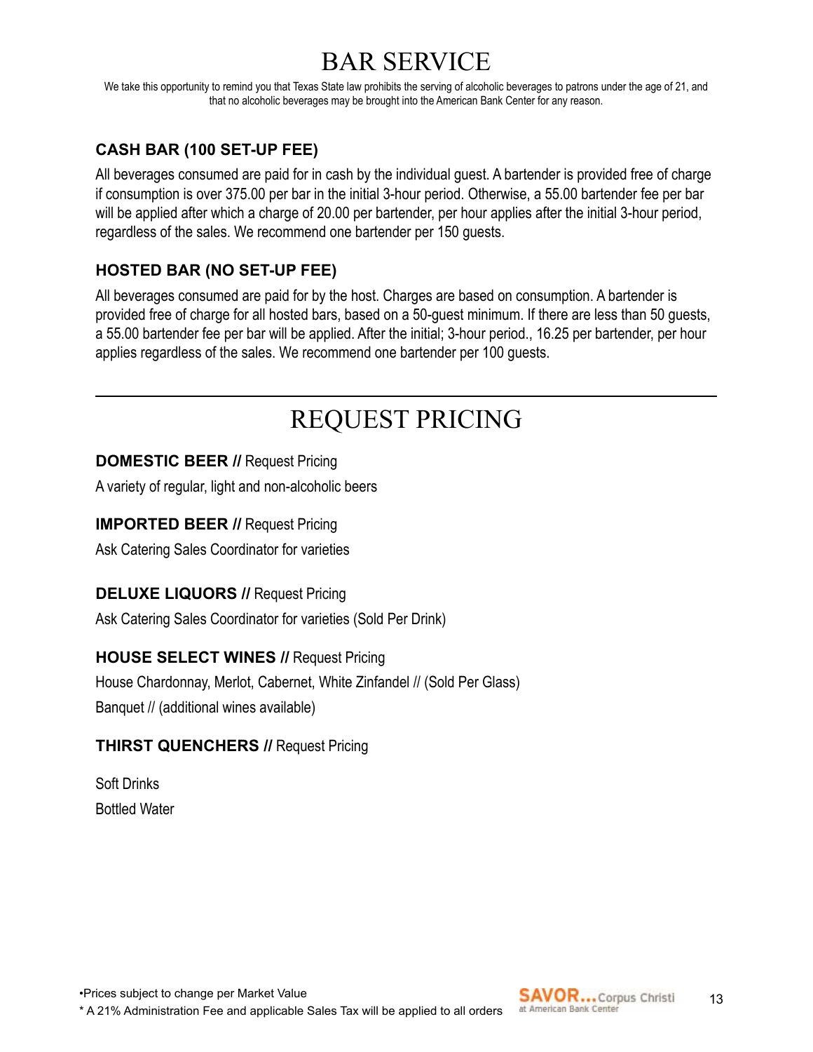# BAR SERVICE

We take this opportunity to remind you that Texas State law prohibits the serving of alcoholic beverages to patrons under the age of 21, and that no alcoholic beverages may be brought into the American Bank Center for any reason.

### CASH BAR (100 SET-UP FEE)

All beverages consumed are paid for in cash by the individual guest. A bartender is provided free of charge if consumption is over 375.00 per bar in the initial 3-hour period. Otherwise, a 55.00 bartender fee per bar will be applied after which a charge of 20.00 per bartender, per hour applies after the initial 3-hour period, regardless of the sales. We recommend one bartender per 150 guests.

### HOSTED BAR (NO SET-UP FEE)

All beverages consumed are paid for by the host. Charges are based on consumption. A bartender is provided free of charge for all hosted bars, based on a 50-guest minimum. If there are less than 50 guests, a 55.00 bartender fee per bar will be applied. After the initial; 3-hour period., 16.25 per bartender, per hour applies regardless of the sales. We recommend one bartender per 100 guests.

---

# REQUEST PRICING

**DOMESTIC BEER //** Request Pricing

A variety of regular, light and non-alcoholic beers

**IMPORTED BEER //** Request Pricing

Ask Catering Sales Coordinator for varieties

**DELUXE LIQUORS //** Request Pricing

Ask Catering Sales Coordinator for varieties (Sold Per Drink)

**HOUSE SELECT WINES //** Request Pricing

House Chardonnay, Merlot, Cabernet, White Zinfandel // (Sold Per Glass)

Banquet // (additional wines available)

**THIRST QUENCHERS //** Request Pricing

Soft Drinks

Bottled Water

•Prices subject to change per Market Value

* A 21% Administration Fee and applicable Sales Tax will be applied to all orders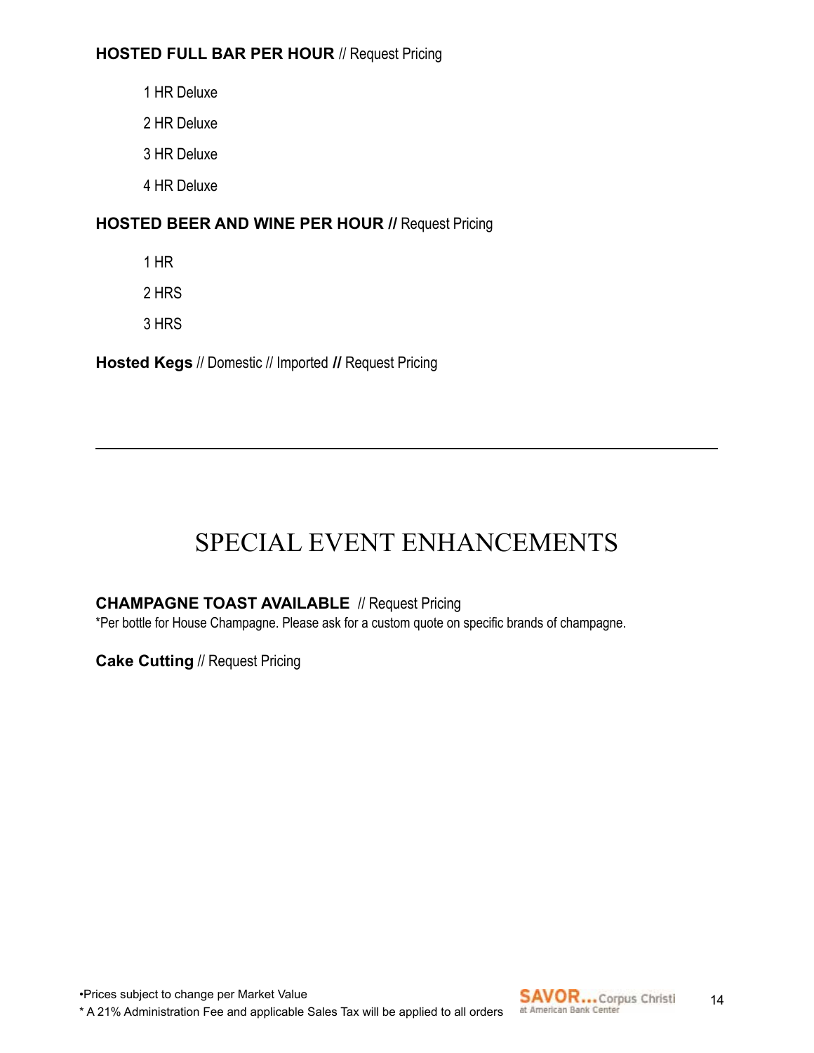**HOSTED FULL BAR PER HOUR** // Request Pricing

- 1 HR Deluxe
- 2 HR Deluxe
- 3 HR Deluxe
- 4 HR Deluxe

**HOSTED BEER AND WINE PER HOUR //** Request Pricing

- 1 HR
- 2 HRS
- 3 HRS

**Hosted Kegs** // Domestic // Imported **//** Request Pricing

---

# SPECIAL EVENT ENHANCEMENTS

**CHAMPAGNE TOAST AVAILABLE** // Request Pricing
*Per bottle for House Champagne. Please ask for a custom quote on specific brands of champagne.

**Cake Cutting** // Request Pricing

•Prices subject to change per Market Value
* A 21% Administration Fee and applicable Sales Tax will be applied to all orders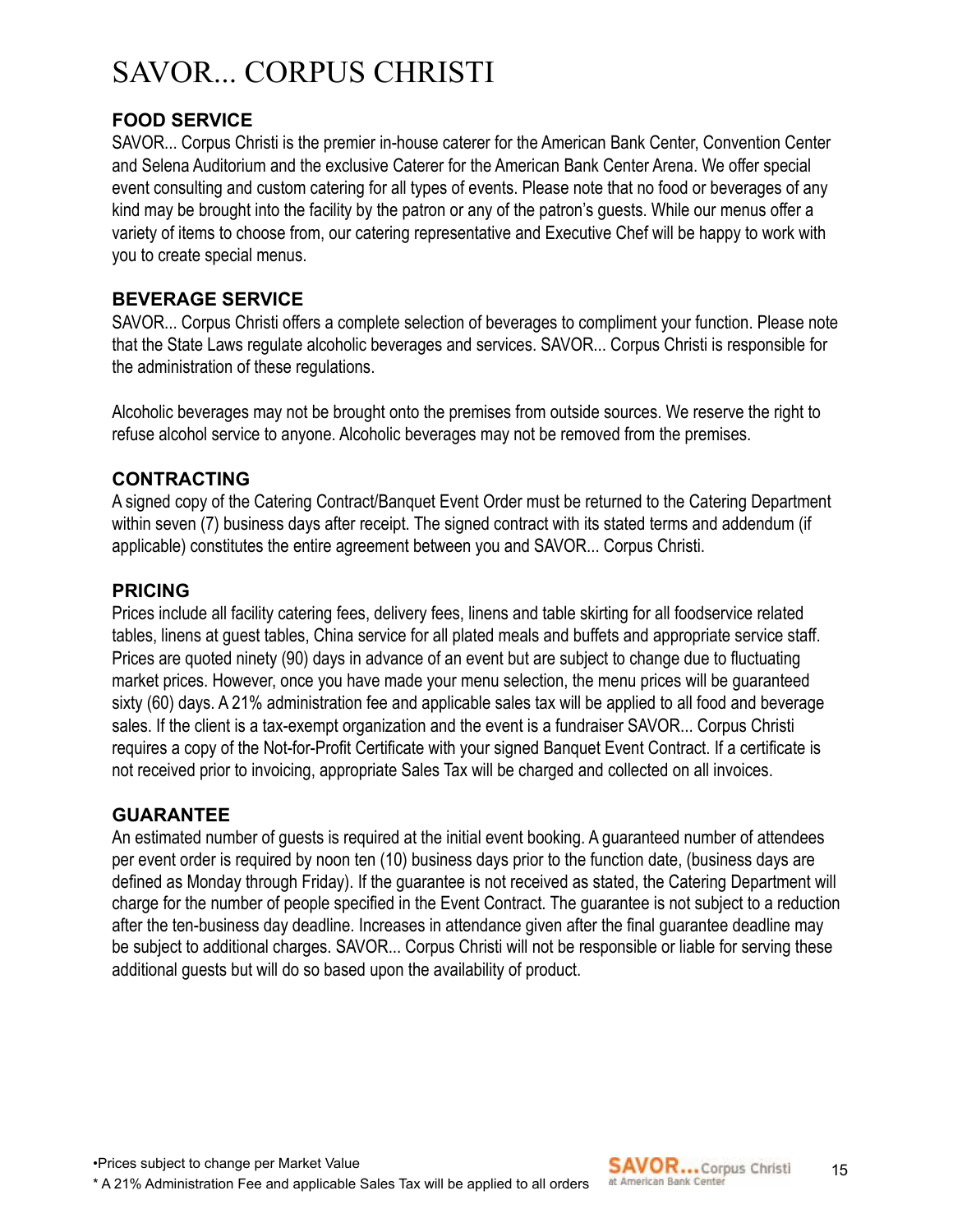# SAVOR... CORPUS CHRISTI

## FOOD SERVICE

SAVOR... Corpus Christi is the premier in-house caterer for the American Bank Center, Convention Center and Selena Auditorium and the exclusive Caterer for the American Bank Center Arena. We offer special event consulting and custom catering for all types of events. Please note that no food or beverages of any kind may be brought into the facility by the patron or any of the patron's guests. While our menus offer a variety of items to choose from, our catering representative and Executive Chef will be happy to work with you to create special menus.

## BEVERAGE SERVICE

SAVOR... Corpus Christi offers a complete selection of beverages to compliment your function. Please note that the State Laws regulate alcoholic beverages and services. SAVOR... Corpus Christi is responsible for the administration of these regulations.

Alcoholic beverages may not be brought onto the premises from outside sources. We reserve the right to refuse alcohol service to anyone. Alcoholic beverages may not be removed from the premises.

## CONTRACTING

A signed copy of the Catering Contract/Banquet Event Order must be returned to the Catering Department within seven (7) business days after receipt. The signed contract with its stated terms and addendum (if applicable) constitutes the entire agreement between you and SAVOR... Corpus Christi.

## PRICING

Prices include all facility catering fees, delivery fees, linens and table skirting for all foodservice related tables, linens at guest tables, China service for all plated meals and buffets and appropriate service staff. Prices are quoted ninety (90) days in advance of an event but are subject to change due to fluctuating market prices. However, once you have made your menu selection, the menu prices will be guaranteed sixty (60) days. A 21% administration fee and applicable sales tax will be applied to all food and beverage sales. If the client is a tax-exempt organization and the event is a fundraiser SAVOR... Corpus Christi requires a copy of the Not-for-Profit Certificate with your signed Banquet Event Contract. If a certificate is not received prior to invoicing, appropriate Sales Tax will be charged and collected on all invoices.

## GUARANTEE

An estimated number of guests is required at the initial event booking. A guaranteed number of attendees per event order is required by noon ten (10) business days prior to the function date, (business days are defined as Monday through Friday). If the guarantee is not received as stated, the Catering Department will charge for the number of people specified in the Event Contract. The guarantee is not subject to a reduction after the ten-business day deadline. Increases in attendance given after the final guarantee deadline may be subject to additional charges. SAVOR... Corpus Christi will not be responsible or liable for serving these additional guests but will do so based upon the availability of product.

•Prices subject to change per Market Value

* A 21% Administration Fee and applicable Sales Tax will be applied to all orders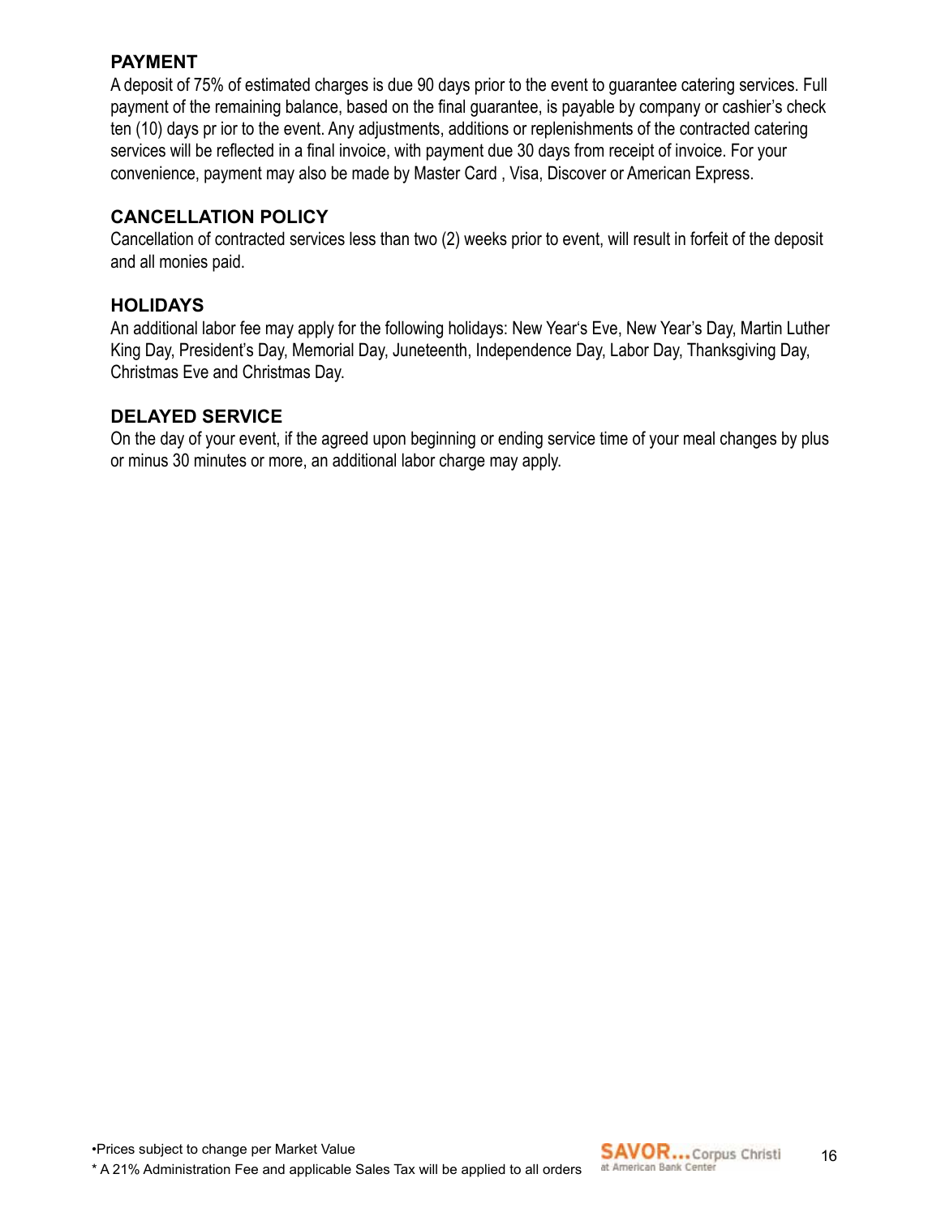## PAYMENT

A deposit of 75% of estimated charges is due 90 days prior to the event to guarantee catering services. Full payment of the remaining balance, based on the final guarantee, is payable by company or cashier's check ten (10) days pr ior to the event. Any adjustments, additions or replenishments of the contracted catering services will be reflected in a final invoice, with payment due 30 days from receipt of invoice. For your convenience, payment may also be made by Master Card , Visa, Discover or American Express.

## CANCELLATION POLICY

Cancellation of contracted services less than two (2) weeks prior to event, will result in forfeit of the deposit and all monies paid.

## HOLIDAYS

An additional labor fee may apply for the following holidays: New Year's Eve, New Year's Day, Martin Luther King Day, President's Day, Memorial Day, Juneteenth, Independence Day, Labor Day, Thanksgiving Day, Christmas Eve and Christmas Day.

## DELAYED SERVICE

On the day of your event, if the agreed upon beginning or ending service time of your meal changes by plus or minus 30 minutes or more, an additional labor charge may apply.

•Prices subject to change per Market Value

* A 21% Administration Fee and applicable Sales Tax will be applied to all orders